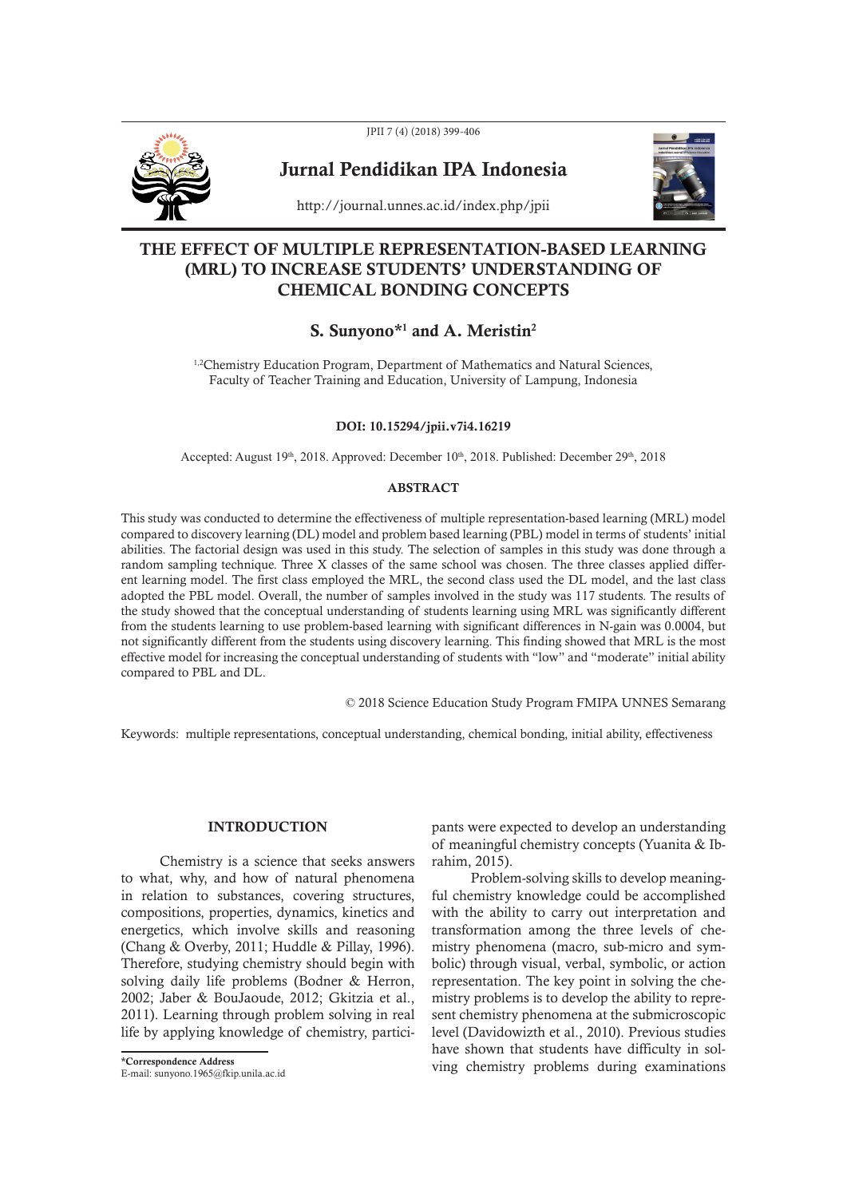# Jurnal Pendidikan IPA Indonesia

http://journal.unnes.ac.id/index.php/jpii

## THE EFFECT OF MULTIPLE REPRESENTATION-BASED LEARNING (MRL) TO INCREASE STUDENTS' UNDERSTANDING OF CHEMICAL BONDING CONCEPTS

**S. Sunyono*[1] and A. Meristin[2]**

[1,2]Chemistry Education Program, Department of Mathematics and Natural Sciences, Faculty of Teacher Training and Education, University of Lampung, Indonesia

**DOI: 10.15294/jpii.v7i4.16219**

Accepted: August 19th, 2018. Approved: December 10th, 2018. Published: December 29th, 2018

### ABSTRACT

This study was conducted to determine the effectiveness of multiple representation-based learning (MRL) model compared to discovery learning (DL) model and problem based learning (PBL) model in terms of students' initial abilities. The factorial design was used in this study. The selection of samples in this study was done through a random sampling technique. Three X classes of the same school was chosen. The three classes applied different learning model. The first class employed the MRL, the second class used the DL model, and the last class adopted the PBL model. Overall, the number of samples involved in the study was 117 students. The results of the study showed that the conceptual understanding of students learning using MRL was significantly different from the students learning to use problem-based learning with significant differences in N-gain was 0.0004, but not significantly different from the students using discovery learning. This finding showed that MRL is the most effective model for increasing the conceptual understanding of students with "low" and "moderate" initial ability compared to PBL and DL.

© 2018 Science Education Study Program FMIPA UNNES Semarang

Keywords: multiple representations, conceptual understanding, chemical bonding, initial ability, effectiveness

## INTRODUCTION

Chemistry is a science that seeks answers to what, why, and how of natural phenomena in relation to substances, covering structures, compositions, properties, dynamics, kinetics and energetics, which involve skills and reasoning (Chang & Overby, 2011; Huddle & Pillay, 1996). Therefore, studying chemistry should begin with solving daily life problems (Bodner & Herron, 2002; Jaber & BouJaoude, 2012; Gkitzia et al., 2011). Learning through problem solving in real life by applying knowledge of chemistry, participants were expected to develop an understanding of meaningful chemistry concepts (Yuanita & Ibrahim, 2015).

Problem-solving skills to develop meaningful chemistry knowledge could be accomplished with the ability to carry out interpretation and transformation among the three levels of chemistry phenomena (macro, sub-micro and symbolic) through visual, verbal, symbolic, or action representation. The key point in solving the chemistry problems is to develop the ability to represent chemistry phenomena at the submicroscopic level (Davidowizth et al., 2010). Previous studies have shown that students have difficulty in solving chemistry problems during examinations

*Correspondence Address
E-mail: sunyono.1965@fkip.unila.ac.id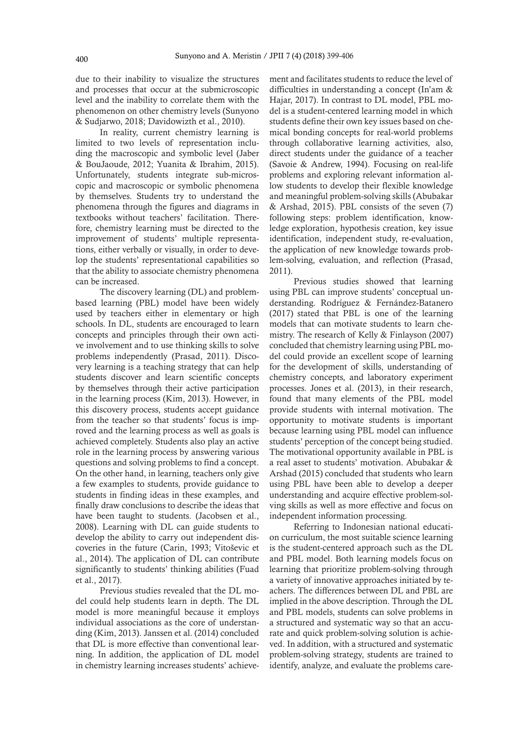due to their inability to visualize the structures and processes that occur at the submicroscopic level and the inability to correlate them with the phenomenon on other chemistry levels (Sunyono & Sudjarwo, 2018; Davidowizth et al., 2010).

In reality, current chemistry learning is limited to two levels of representation including the macroscopic and symbolic level (Jaber & BouJaoude, 2012; Yuanita & Ibrahim, 2015). Unfortunately, students integrate sub-microscopic and macroscopic or symbolic phenomena by themselves. Students try to understand the phenomena through the figures and diagrams in textbooks without teachers' facilitation. Therefore, chemistry learning must be directed to the improvement of students' multiple representations, either verbally or visually, in order to develop the students' representational capabilities so that the ability to associate chemistry phenomena can be increased.

The discovery learning (DL) and problem-based learning (PBL) model have been widely used by teachers either in elementary or high schools. In DL, students are encouraged to learn concepts and principles through their own active involvement and to use thinking skills to solve problems independently (Prasad, 2011). Discovery learning is a teaching strategy that can help students discover and learn scientific concepts by themselves through their active participation in the learning process (Kim, 2013). However, in this discovery process, students accept guidance from the teacher so that students' focus is improved and the learning process as well as goals is achieved completely. Students also play an active role in the learning process by answering various questions and solving problems to find a concept. On the other hand, in learning, teachers only give a few examples to students, provide guidance to students in finding ideas in these examples, and finally draw conclusions to describe the ideas that have been taught to students. (Jacobsen et al., 2008). Learning with DL can guide students to develop the ability to carry out independent discoveries in the future (Carin, 1993; Vitoševic et al., 2014). The application of DL can contribute significantly to students' thinking abilities (Fuad et al., 2017).

Previous studies revealed that the DL model could help students learn in depth. The DL model is more meaningful because it employs individual associations as the core of understanding (Kim, 2013). Janssen et al. (2014) concluded that DL is more effective than conventional learning. In addition, the application of DL model in chemistry learning increases students' achievement and facilitates students to reduce the level of difficulties in understanding a concept (In'am & Hajar, 2017). In contrast to DL model, PBL model is a student-centered learning model in which students define their own key issues based on chemical bonding concepts for real-world problems through collaborative learning activities, also, direct students under the guidance of a teacher (Savoie & Andrew, 1994). Focusing on real-life problems and exploring relevant information allow students to develop their flexible knowledge and meaningful problem-solving skills (Abubakar & Arshad, 2015). PBL consists of the seven (7) following steps: problem identification, knowledge exploration, hypothesis creation, key issue identification, independent study, re-evaluation, the application of new knowledge towards problem-solving, evaluation, and reflection (Prasad, 2011).

Previous studies showed that learning using PBL can improve students' conceptual understanding. Rodríguez & Fernández-Batanero (2017) stated that PBL is one of the learning models that can motivate students to learn chemistry. The research of Kelly & Finlayson (2007) concluded that chemistry learning using PBL model could provide an excellent scope of learning for the development of skills, understanding of chemistry concepts, and laboratory experiment processes. Jones et al. (2013), in their research, found that many elements of the PBL model provide students with internal motivation. The opportunity to motivate students is important because learning using PBL model can influence students' perception of the concept being studied. The motivational opportunity available in PBL is a real asset to students' motivation. Abubakar & Arshad (2015) concluded that students who learn using PBL have been able to develop a deeper understanding and acquire effective problem-solving skills as well as more effective and focus on independent information processing.

Referring to Indonesian national education curriculum, the most suitable science learning is the student-centered approach such as the DL and PBL model. Both learning models focus on learning that prioritize problem-solving through a variety of innovative approaches initiated by teachers. The differences between DL and PBL are implied in the above description. Through the DL and PBL models, students can solve problems in a structured and systematic way so that an accurate and quick problem-solving solution is achieved. In addition, with a structured and systematic problem-solving strategy, students are trained to identify, analyze, and evaluate the problems care-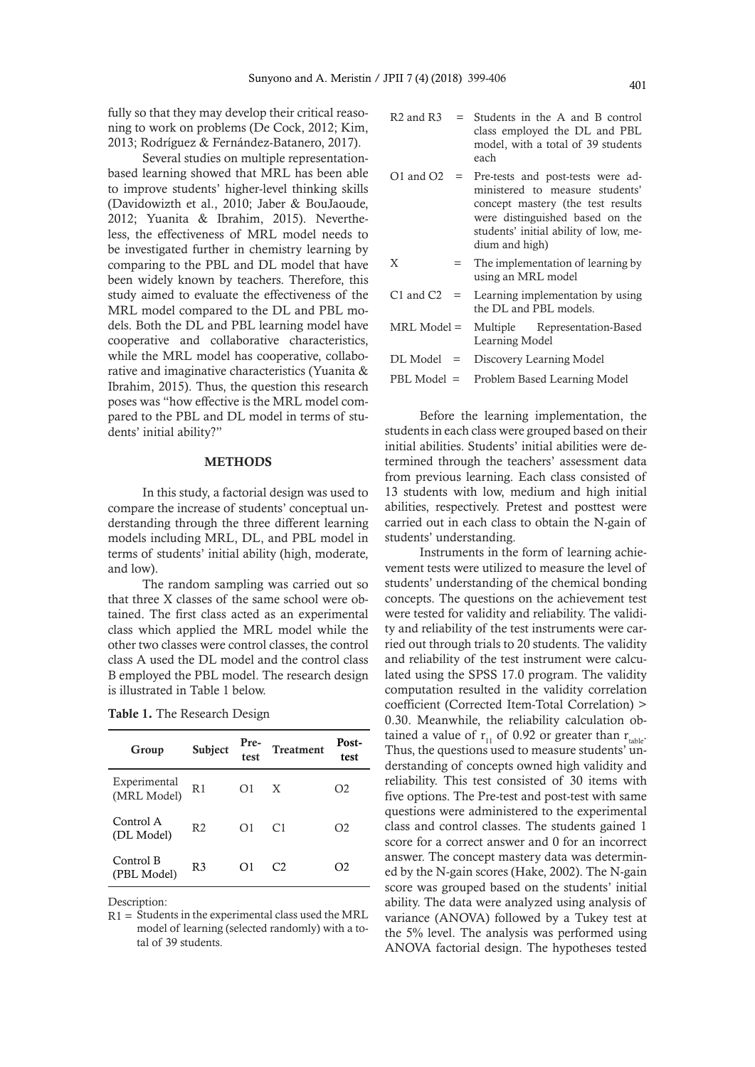fully so that they may develop their critical reasoning to work on problems (De Cock, 2012; Kim, 2013; Rodríguez & Fernández-Batanero, 2017).

Several studies on multiple representation-based learning showed that MRL has been able to improve students' higher-level thinking skills (Davidowizth et al., 2010; Jaber & BouJaoude, 2012; Yuanita & Ibrahim, 2015). Nevertheless, the effectiveness of MRL model needs to be investigated further in chemistry learning by comparing to the PBL and DL model that have been widely known by teachers. Therefore, this study aimed to evaluate the effectiveness of the MRL model compared to the DL and PBL models. Both the DL and PBL learning model have cooperative and collaborative characteristics, while the MRL model has cooperative, collaborative and imaginative characteristics (Yuanita & Ibrahim, 2015). Thus, the question this research poses was "how effective is the MRL model compared to the PBL and DL model in terms of students' initial ability?"

## METHODS

In this study, a factorial design was used to compare the increase of students' conceptual understanding through the three different learning models including MRL, DL, and PBL model in terms of students' initial ability (high, moderate, and low).

The random sampling was carried out so that three X classes of the same school were obtained. The first class acted as an experimental class which applied the MRL model while the other two classes were control classes, the control class A used the DL model and the control class B employed the PBL model. The research design is illustrated in Table 1 below.

**Table 1.** The Research Design

| Group | Subject | Pre-test | Treatment | Post-test |
|---|---|---|---|---|
| Experimental (MRL Model) | R1 | O1 | X | O2 |
| Control A (DL Model) | R2 | O1 | C1 | O2 |
| Control B (PBL Model) | R3 | O1 | C2 | O2 |

Description:

R1 = Students in the experimental class used the MRL model of learning (selected randomly) with a total of 39 students.

R2 and R3 = Students in the A and B control class employed the DL and PBL model, with a total of 39 students each

O1 and O2 = Pre-tests and post-tests were administered to measure students' concept mastery (the test results were distinguished based on the students' initial ability of low, medium and high)

X = The implementation of learning by using an MRL model

C1 and C2 = Learning implementation by using the DL and PBL models.

MRL Model = Multiple Representation-Based Learning Model

DL Model = Discovery Learning Model

PBL Model = Problem Based Learning Model

Before the learning implementation, the students in each class were grouped based on their initial abilities. Students' initial abilities were determined through the teachers' assessment data from previous learning. Each class consisted of 13 students with low, medium and high initial abilities, respectively. Pretest and posttest were carried out in each class to obtain the N-gain of students' understanding.

Instruments in the form of learning achievement tests were utilized to measure the level of students' understanding of the chemical bonding concepts. The questions on the achievement test were tested for validity and reliability. The validity and reliability of the test instruments were carried out through trials to 20 students. The validity and reliability of the test instrument were calculated using the SPSS 17.0 program. The validity computation resulted in the validity correlation coefficient (Corrected Item-Total Correlation) > 0.30. Meanwhile, the reliability calculation obtained a value of $r_{11}$ of 0.92 or greater than $r_{table}$. Thus, the questions used to measure students' understanding of concepts owned high validity and reliability. This test consisted of 30 items with five options. The Pre-test and post-test with same questions were administered to the experimental class and control classes. The students gained 1 score for a correct answer and 0 for an incorrect answer. The concept mastery data was determined by the N-gain scores (Hake, 2002). The N-gain score was grouped based on the students' initial ability. The data were analyzed using analysis of variance (ANOVA) followed by a Tukey test at the 5% level. The analysis was performed using ANOVA factorial design. The hypotheses tested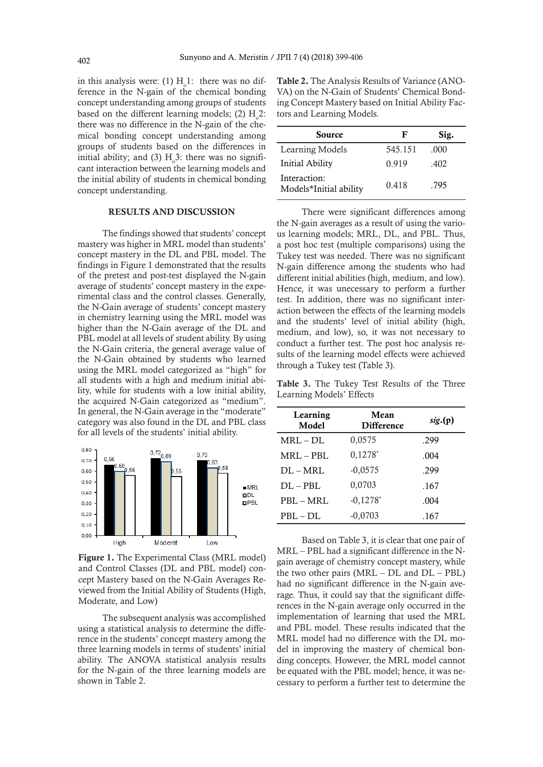in this analysis were: (1) $H_o1$: there was no difference in the N-gain of the chemical bonding concept understanding among groups of students based on the different learning models; (2) $H_o2$: there was no difference in the N-gain of the chemical bonding concept understanding among groups of students based on the differences in initial ability; and (3) $H_o3$: there was no significant interaction between the learning models and the initial ability of students in chemical bonding concept understanding.

## RESULTS AND DISCUSSION

The findings showed that students' concept mastery was higher in MRL model than students' concept mastery in the DL and PBL model. The findings in Figure 1 demonstrated that the results of the pretest and post-test displayed the N-gain average of students' concept mastery in the experimental class and the control classes. Generally, the N-Gain average of students' concept mastery in chemistry learning using the MRL model was higher than the N-Gain average of the DL and PBL model at all levels of student ability. By using the N-Gain criteria, the general average value of the N-Gain obtained by students who learned using the MRL model categorized as "high" for all students with a high and medium initial ability, while for students with a low initial ability, the acquired N-Gain categorized as "medium". In general, the N-Gain average in the "moderate" category was also found in the DL and PBL class for all levels of the students' initial ability.

Figure 1. The Experimental Class (MRL model) and Control Classes (DL and PBL model) concept Mastery based on the N-Gain Averages Reviewed from the Initial Ability of Students (High, Moderate, and Low)

The subsequent analysis was accomplished using a statistical analysis to determine the difference in the students' concept mastery among the three learning models in terms of students' initial ability. The ANOVA statistical analysis results for the N-gain of the three learning models are shown in Table 2.

**Table 2.** The Analysis Results of Variance (ANOVA) on the N-Gain of Students' Chemical Bonding Concept Mastery based on Initial Ability Factors and Learning Models.

| Source | F | Sig. |
|---|---|---|
| Learning Models | 545.151 | .000 |
| Initial Ability | 0.919 | .402 |
| Interaction: Models*Initial ability | 0.418 | .795 |

There were significant differences among the N-gain averages as a result of using the various learning models; MRL, DL, and PBL. Thus, a post hoc test (multiple comparisons) using the Tukey test was needed. There was no significant N-gain difference among the students who had different initial abilities (high, medium, and low). Hence, it was unnecessary to perform a further test. In addition, there was no significant interaction between the effects of the learning models and the students' level of initial ability (high, medium, and low), so, it was not necessary to conduct a further test. The post hoc analysis results of the learning model effects were achieved through a Tukey test (Table 3).

**Table 3.** The Tukey Test Results of the Three Learning Models' Effects

| Learning Model | Mean Difference | *sig*.(p) |
|---|---|---|
| MRL – DL | 0,0575 | .299 |
| MRL – PBL | 0,1278* | .004 |
| DL – MRL | -0,0575 | .299 |
| DL – PBL | 0,0703 | .167 |
| PBL – MRL | -0,1278* | .004 |
| PBL – DL | -0,0703 | .167 |

Based on Table 3, it is clear that one pair of MRL – PBL had a significant difference in the N-gain average of chemistry concept mastery, while the two other pairs (MRL – DL and DL – PBL) had no significant difference in the N-gain average. Thus, it could say that the significant differences in the N-gain average only occurred in the implementation of learning that used the MRL and PBL model. These results indicated that the MRL model had no difference with the DL model in improving the mastery of chemical bonding concepts. However, the MRL model cannot be equated with the PBL model; hence, it was necessary to perform a further test to determine the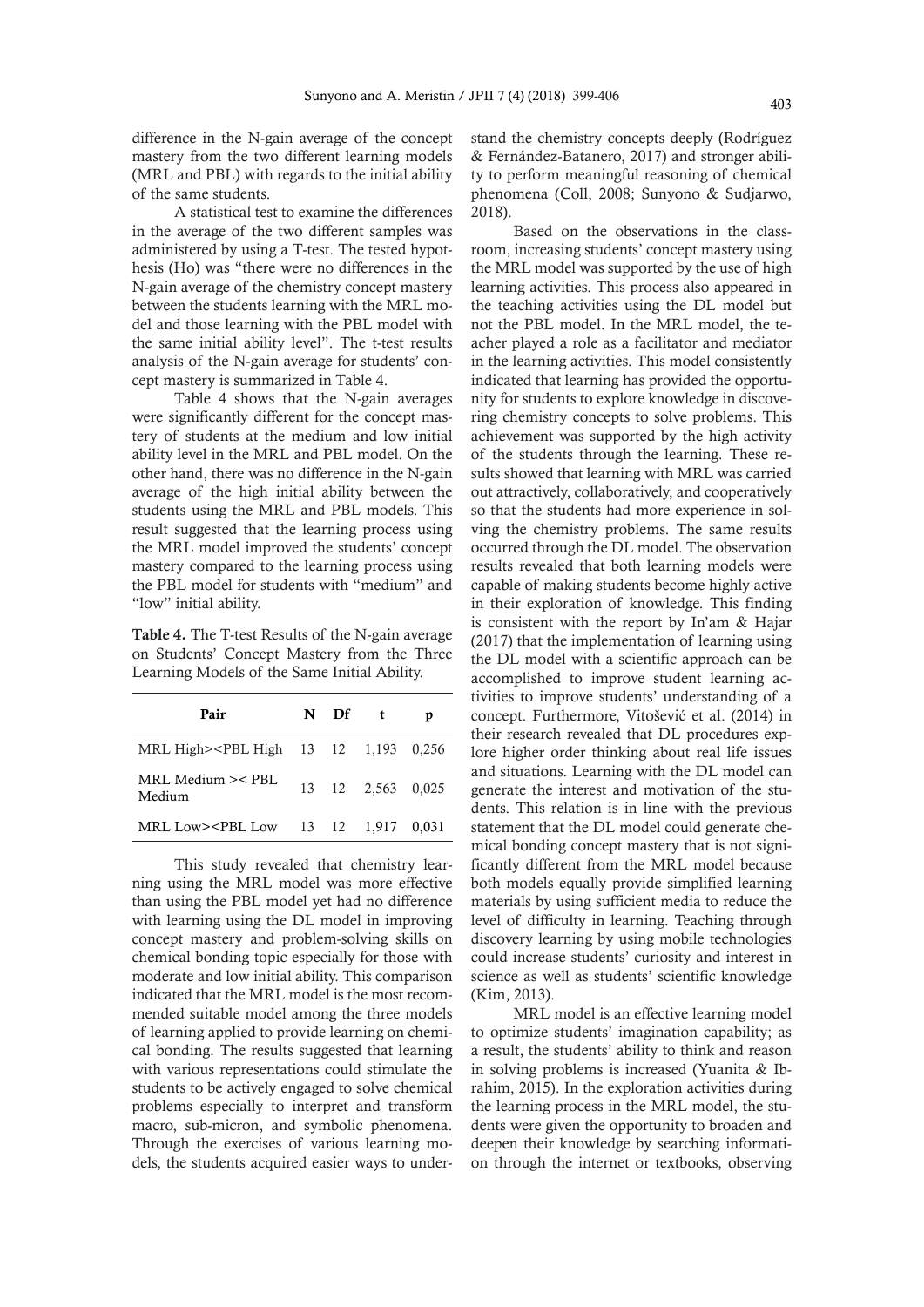difference in the N-gain average of the concept mastery from the two different learning models (MRL and PBL) with regards to the initial ability of the same students.

A statistical test to examine the differences in the average of the two different samples was administered by using a T-test. The tested hypothesis (Ho) was "there were no differences in the N-gain average of the chemistry concept mastery between the students learning with the MRL model and those learning with the PBL model with the same initial ability level". The t-test results analysis of the N-gain average for students' concept mastery is summarized in Table 4.

Table 4 shows that the N-gain averages were significantly different for the concept mastery of students at the medium and low initial ability level in the MRL and PBL model. On the other hand, there was no difference in the N-gain average of the high initial ability between the students using the MRL and PBL models. This result suggested that the learning process using the MRL model improved the students' concept mastery compared to the learning process using the PBL model for students with "medium" and "low" initial ability.

**Table 4.** The T-test Results of the N-gain average on Students' Concept Mastery from the Three Learning Models of the Same Initial Ability.

| Pair | N | Df | t | p |
|---|---|---|---|---|
| MRL High><PBL High | 13 | 12 | 1,193 | 0,256 |
| MRL Medium >< PBL Medium | 13 | 12 | 2,563 | 0,025 |
| MRL Low><PBL Low | 13 | 12 | 1,917 | 0,031 |

This study revealed that chemistry learning using the MRL model was more effective than using the PBL model yet had no difference with learning using the DL model in improving concept mastery and problem-solving skills on chemical bonding topic especially for those with moderate and low initial ability. This comparison indicated that the MRL model is the most recommended suitable model among the three models of learning applied to provide learning on chemical bonding. The results suggested that learning with various representations could stimulate the students to be actively engaged to solve chemical problems especially to interpret and transform macro, sub-micron, and symbolic phenomena. Through the exercises of various learning models, the students acquired easier ways to understand the chemistry concepts deeply (Rodríguez & Fernández-Batanero, 2017) and stronger ability to perform meaningful reasoning of chemical phenomena (Coll, 2008; Sunyono & Sudjarwo, 2018).

Based on the observations in the classroom, increasing students' concept mastery using the MRL model was supported by the use of high learning activities. This process also appeared in the teaching activities using the DL model but not the PBL model. In the MRL model, the teacher played a role as a facilitator and mediator in the learning activities. This model consistently indicated that learning has provided the opportunity for students to explore knowledge in discovering chemistry concepts to solve problems. This achievement was supported by the high activity of the students through the learning. These results showed that learning with MRL was carried out attractively, collaboratively, and cooperatively so that the students had more experience in solving the chemistry problems. The same results occurred through the DL model. The observation results revealed that both learning models were capable of making students become highly active in their exploration of knowledge. This finding is consistent with the report by In'am & Hajar (2017) that the implementation of learning using the DL model with a scientific approach can be accomplished to improve student learning activities to improve students' understanding of a concept. Furthermore, Vitošević et al. (2014) in their research revealed that DL procedures explore higher order thinking about real life issues and situations. Learning with the DL model can generate the interest and motivation of the students. This relation is in line with the previous statement that the DL model could generate chemical bonding concept mastery that is not significantly different from the MRL model because both models equally provide simplified learning materials by using sufficient media to reduce the level of difficulty in learning. Teaching through discovery learning by using mobile technologies could increase students' curiosity and interest in science as well as students' scientific knowledge (Kim, 2013).

MRL model is an effective learning model to optimize students' imagination capability; as a result, the students' ability to think and reason in solving problems is increased (Yuanita & Ibrahim, 2015). In the exploration activities during the learning process in the MRL model, the students were given the opportunity to broaden and deepen their knowledge by searching information through the internet or textbooks, observing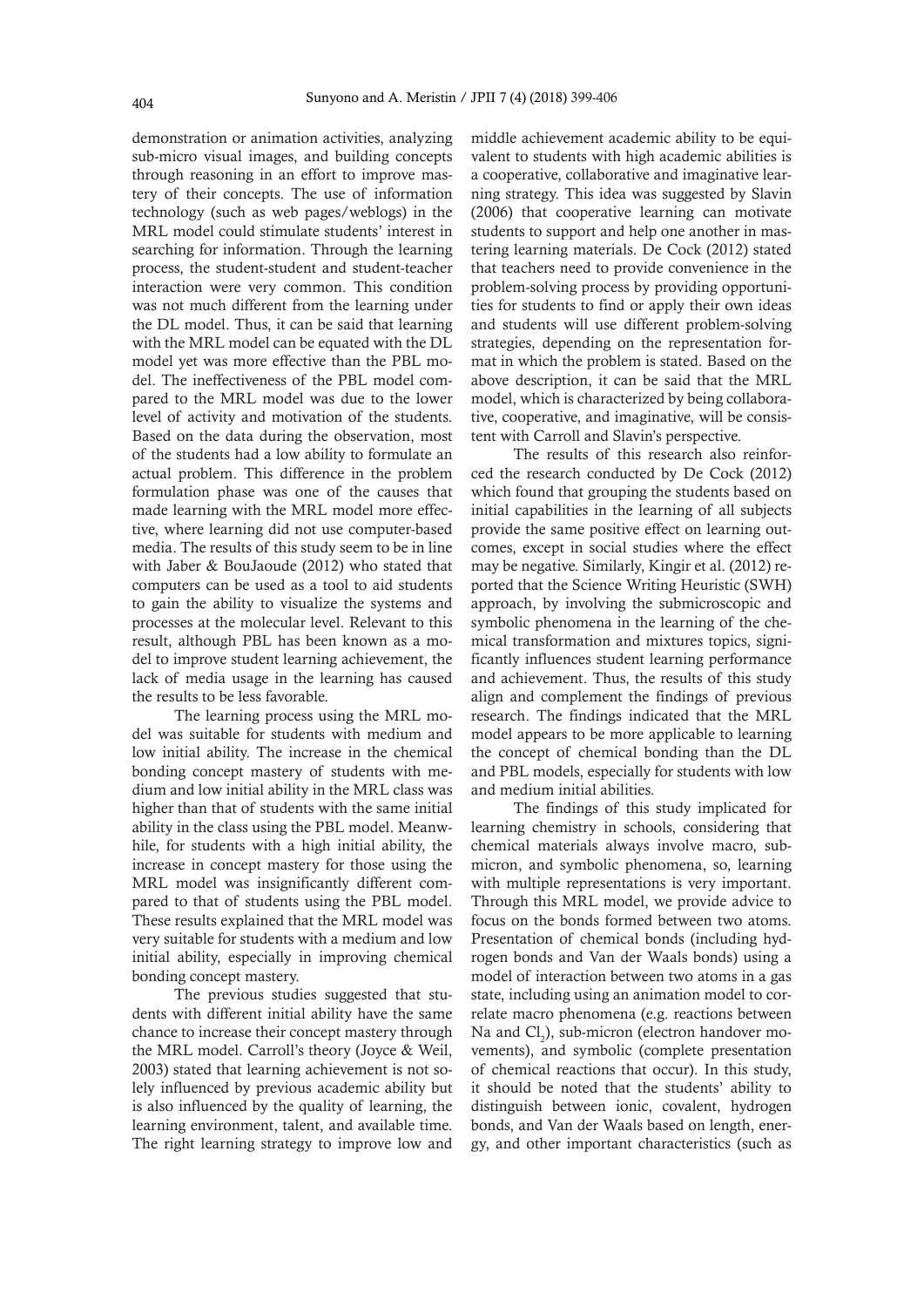demonstration or animation activities, analyzing sub-micro visual images, and building concepts through reasoning in an effort to improve mastery of their concepts. The use of information technology (such as web pages/weblogs) in the MRL model could stimulate students' interest in searching for information. Through the learning process, the student-student and student-teacher interaction were very common. This condition was not much different from the learning under the DL model. Thus, it can be said that learning with the MRL model can be equated with the DL model yet was more effective than the PBL model. The ineffectiveness of the PBL model compared to the MRL model was due to the lower level of activity and motivation of the students. Based on the data during the observation, most of the students had a low ability to formulate an actual problem. This difference in the problem formulation phase was one of the causes that made learning with the MRL model more effective, where learning did not use computer-based media. The results of this study seem to be in line with Jaber & BouJaoude (2012) who stated that computers can be used as a tool to aid students to gain the ability to visualize the systems and processes at the molecular level. Relevant to this result, although PBL has been known as a model to improve student learning achievement, the lack of media usage in the learning has caused the results to be less favorable.

The learning process using the MRL model was suitable for students with medium and low initial ability. The increase in the chemical bonding concept mastery of students with medium and low initial ability in the MRL class was higher than that of students with the same initial ability in the class using the PBL model. Meanwhile, for students with a high initial ability, the increase in concept mastery for those using the MRL model was insignificantly different compared to that of students using the PBL model. These results explained that the MRL model was very suitable for students with a medium and low initial ability, especially in improving chemical bonding concept mastery.

The previous studies suggested that students with different initial ability have the same chance to increase their concept mastery through the MRL model. Carroll's theory (Joyce & Weil, 2003) stated that learning achievement is not solely influenced by previous academic ability but is also influenced by the quality of learning, the learning environment, talent, and available time. The right learning strategy to improve low and middle achievement academic ability to be equivalent to students with high academic abilities is a cooperative, collaborative and imaginative learning strategy. This idea was suggested by Slavin (2006) that cooperative learning can motivate students to support and help one another in mastering learning materials. De Cock (2012) stated that teachers need to provide convenience in the problem-solving process by providing opportunities for students to find or apply their own ideas and students will use different problem-solving strategies, depending on the representation format in which the problem is stated. Based on the above description, it can be said that the MRL model, which is characterized by being collaborative, cooperative, and imaginative, will be consistent with Carroll and Slavin's perspective.

The results of this research also reinforced the research conducted by De Cock (2012) which found that grouping the students based on initial capabilities in the learning of all subjects provide the same positive effect on learning outcomes, except in social studies where the effect may be negative. Similarly, Kingir et al. (2012) reported that the Science Writing Heuristic (SWH) approach, by involving the submicroscopic and symbolic phenomena in the learning of the chemical transformation and mixtures topics, significantly influences student learning performance and achievement. Thus, the results of this study align and complement the findings of previous research. The findings indicated that the MRL model appears to be more applicable to learning the concept of chemical bonding than the DL and PBL models, especially for students with low and medium initial abilities.

The findings of this study implicated for learning chemistry in schools, considering that chemical materials always involve macro, submicron, and symbolic phenomena, so, learning with multiple representations is very important. Through this MRL model, we provide advice to focus on the bonds formed between two atoms. Presentation of chemical bonds (including hydrogen bonds and Van der Waals bonds) using a model of interaction between two atoms in a gas state, including using an animation model to correlate macro phenomena (e.g. reactions between Na and $Cl_2$), sub-micron (electron handover movements), and symbolic (complete presentation of chemical reactions that occur). In this study, it should be noted that the students' ability to distinguish between ionic, covalent, hydrogen bonds, and Van der Waals based on length, energy, and other important characteristics (such as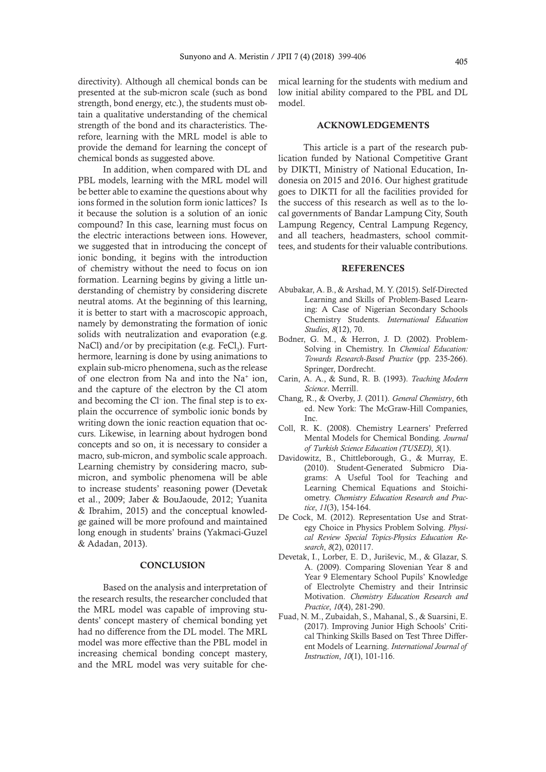directivity). Although all chemical bonds can be presented at the sub-micron scale (such as bond strength, bond energy, etc.), the students must obtain a qualitative understanding of the chemical strength of the bond and its characteristics. Therefore, learning with the MRL model is able to provide the demand for learning the concept of chemical bonds as suggested above.

In addition, when compared with DL and PBL models, learning with the MRL model will be better able to examine the questions about why ions formed in the solution form ionic lattices? Is it because the solution is a solution of an ionic compound? In this case, learning must focus on the electric interactions between ions. However, we suggested that in introducing the concept of ionic bonding, it begins with the introduction of chemistry without the need to focus on ion formation. Learning begins by giving a little understanding of chemistry by considering discrete neutral atoms. At the beginning of this learning, it is better to start with a macroscopic approach, namely by demonstrating the formation of ionic solids with neutralization and evaporation (e.g. NaCl) and/or by precipitation (e.g. $FeCl_3$). Furthermore, learning is done by using animations to explain sub-micro phenomena, such as the release of one electron from Na and into the $Na^+$ ion, and the capture of the electron by the Cl atom and becoming the $Cl^-$ ion. The final step is to explain the occurrence of symbolic ionic bonds by writing down the ionic reaction equation that occurs. Likewise, in learning about hydrogen bond concepts and so on, it is necessary to consider a macro, sub-micron, and symbolic scale approach. Learning chemistry by considering macro, submicron, and symbolic phenomena will be able to increase students' reasoning power (Devetak et al., 2009; Jaber & BouJaoude, 2012; Yuanita & Ibrahim, 2015) and the conceptual knowledge gained will be more profound and maintained long enough in students' brains (Yakmaci-Guzel & Adadan, 2013).

## CONCLUSION

Based on the analysis and interpretation of the research results, the researcher concluded that the MRL model was capable of improving students' concept mastery of chemical bonding yet had no difference from the DL model. The MRL model was more effective than the PBL model in increasing chemical bonding concept mastery, and the MRL model was very suitable for chemical learning for the students with medium and low initial ability compared to the PBL and DL model.

## ACKNOWLEDGEMENTS

This article is a part of the research publication funded by National Competitive Grant by DIKTI, Ministry of National Education, Indonesia on 2015 and 2016. Our highest gratitude goes to DIKTI for all the facilities provided for the success of this research as well as to the local governments of Bandar Lampung City, South Lampung Regency, Central Lampung Regency, and all teachers, headmasters, school committees, and students for their valuable contributions.

## REFERENCES

Abubakar, A. B., & Arshad, M. Y. (2015). Self-Directed Learning and Skills of Problem-Based Learning: A Case of Nigerian Secondary Schools Chemistry Students. *International Education Studies*, *8*(12), 70.

Bodner, G. M., & Herron, J. D. (2002). Problem-Solving in Chemistry. In *Chemical Education: Towards Research-Based Practice* (pp. 235-266). Springer, Dordrecht.

Carin, A. A., & Sund, R. B. (1993). *Teaching Modern Science*. Merrill.

Chang, R., & Overby, J. (2011). *General Chemistry*, 6th ed. New York: The McGraw-Hill Companies, Inc.

Coll, R. K. (2008). Chemistry Learners' Preferred Mental Models for Chemical Bonding. *Journal of Turkish Science Education (TUSED)*, *5*(1).

Davidowitz, B., Chittleborough, G., & Murray, E. (2010). Student-Generated Submicro Diagrams: A Useful Tool for Teaching and Learning Chemical Equations and Stoichiometry. *Chemistry Education Research and Practice*, *11*(3), 154-164.

De Cock, M. (2012). Representation Use and Strategy Choice in Physics Problem Solving. *Physical Review Special Topics-Physics Education Research*, *8*(2), 020117.

Devetak, I., Lorber, E. D., Juriševic, M., & Glazar, S. A. (2009). Comparing Slovenian Year 8 and Year 9 Elementary School Pupils' Knowledge of Electrolyte Chemistry and their Intrinsic Motivation. *Chemistry Education Research and Practice*, *10*(4), 281-290.

Fuad, N. M., Zubaidah, S., Mahanal, S., & Suarsini, E. (2017). Improving Junior High Schools' Critical Thinking Skills Based on Test Three Different Models of Learning. *International Journal of Instruction*, *10*(1), 101-116.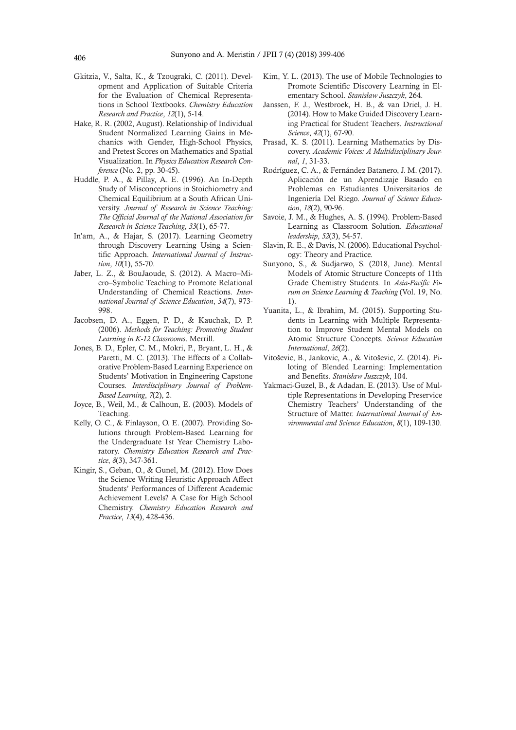Gkitzia, V., Salta, K., & Tzougraki, C. (2011). Development and Application of Suitable Criteria for the Evaluation of Chemical Representations in School Textbooks. *Chemistry Education Research and Practice*, *12*(1), 5-14.

Hake, R. R. (2002, August). Relationship of Individual Student Normalized Learning Gains in Mechanics with Gender, High-School Physics, and Pretest Scores on Mathematics and Spatial Visualization. In *Physics Education Research Conference* (No. 2, pp. 30-45).

Huddle, P. A., & Pillay, A. E. (1996). An In-Depth Study of Misconceptions in Stoichiometry and Chemical Equilibrium at a South African University. *Journal of Research in Science Teaching: The Official Journal of the National Association for Research in Science Teaching*, *33*(1), 65-77.

In'am, A., & Hajar, S. (2017). Learning Geometry through Discovery Learning Using a Scientific Approach. *International Journal of Instruction*, *10*(1), 55-70.

Jaber, L. Z., & BouJaoude, S. (2012). A Macro–Micro–Symbolic Teaching to Promote Relational Understanding of Chemical Reactions. *International Journal of Science Education*, *34*(7), 973-998.

Jacobsen, D. A., Eggen, P. D., & Kauchak, D. P. (2006). *Methods for Teaching: Promoting Student Learning in K-12 Classrooms*. Merrill.

Jones, B. D., Epler, C. M., Mokri, P., Bryant, L. H., & Paretti, M. C. (2013). The Effects of a Collaborative Problem-Based Learning Experience on Students' Motivation in Engineering Capstone Courses. *Interdisciplinary Journal of Problem-Based Learning*, *7*(2), 2.

Joyce, B., Weil, M., & Calhoun, E. (2003). Models of Teaching.

Kelly, O. C., & Finlayson, O. E. (2007). Providing Solutions through Problem-Based Learning for the Undergraduate 1st Year Chemistry Laboratory. *Chemistry Education Research and Practice*, *8*(3), 347-361.

Kingir, S., Geban, O., & Gunel, M. (2012). How Does the Science Writing Heuristic Approach Affect Students' Performances of Different Academic Achievement Levels? A Case for High School Chemistry. *Chemistry Education Research and Practice*, *13*(4), 428-436.

Kim, Y. L. (2013). The use of Mobile Technologies to Promote Scientific Discovery Learning in Elementary School. *Stanisław Juszczyk*, 264.

Janssen, F. J., Westbroek, H. B., & van Driel, J. H. (2014). How to Make Guided Discovery Learning Practical for Student Teachers. *Instructional Science*, *42*(1), 67-90.

Prasad, K. S. (2011). Learning Mathematics by Discovery. *Academic Voices: A Multidisciplinary Journal*, *1*, 31-33.

Rodríguez, C. A., & Fernández Batanero, J. M. (2017). Aplicación de un Aprendizaje Basado en Problemas en Estudiantes Universitarios de Ingeniería Del Riego. *Journal of Science Education*, *18*(2), 90-96.

Savoie, J. M., & Hughes, A. S. (1994). Problem-Based Learning as Classroom Solution. *Educational leadership*, *52*(3), 54-57.

Slavin, R. E., & Davis, N. (2006). Educational Psychology: Theory and Practice.

Sunyono, S., & Sudjarwo, S. (2018, June). Mental Models of Atomic Structure Concepts of 11th Grade Chemistry Students. In *Asia-Pacific Forum on Science Learning & Teaching* (Vol. 19, No. 1).

Yuanita, L., & Ibrahim, M. (2015). Supporting Students in Learning with Multiple Representation to Improve Student Mental Models on Atomic Structure Concepts. *Science Education International*, *26*(2).

Vitoševic, B., Jankovic, A., & Vitoševic, Z. (2014). Piloting of Blended Learning: Implementation and Benefits. *Stanisław Juszczyk*, 104.

Yakmaci-Guzel, B., & Adadan, E. (2013). Use of Multiple Representations in Developing Preservice Chemistry Teachers' Understanding of the Structure of Matter. *International Journal of Environmental and Science Education*, *8*(1), 109-130.